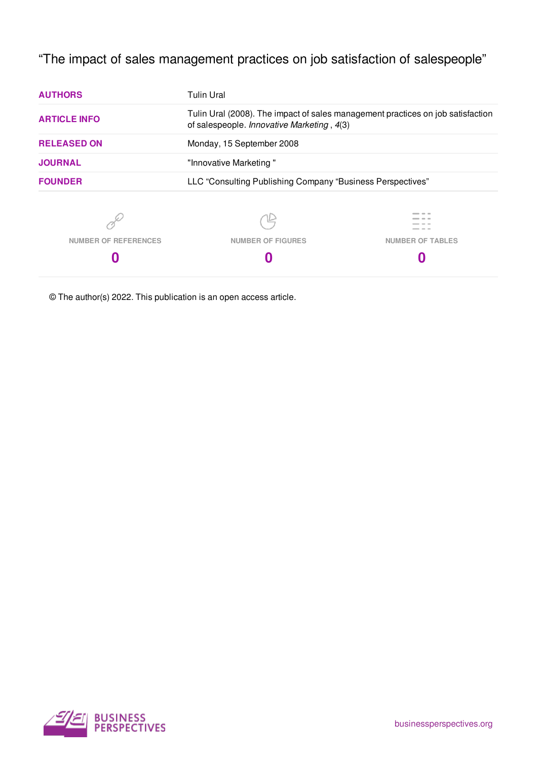# "The impact of sales management practices on job satisfaction of salespeople"

| | |
|---|---|
| **AUTHORS** | Tulin Ural |
| **ARTICLE INFO** | Tulin Ural (2008). The impact of sales management practices on job satisfaction of salespeople. *Innovative Marketing* , *4*(3) |
| **RELEASED ON** | Monday, 15 September 2008 |
| **JOURNAL** | "Innovative Marketing " |
| **FOUNDER** | LLC "Consulting Publishing Company "Business Perspectives" |

| NUMBER OF REFERENCES | NUMBER OF FIGURES | NUMBER OF TABLES |
|---|---|---|
| **0** | **0** | **0** |

© The author(s) 2022. This publication is an open access article.

BUSINESS PERSPECTIVES

businessperspectives.org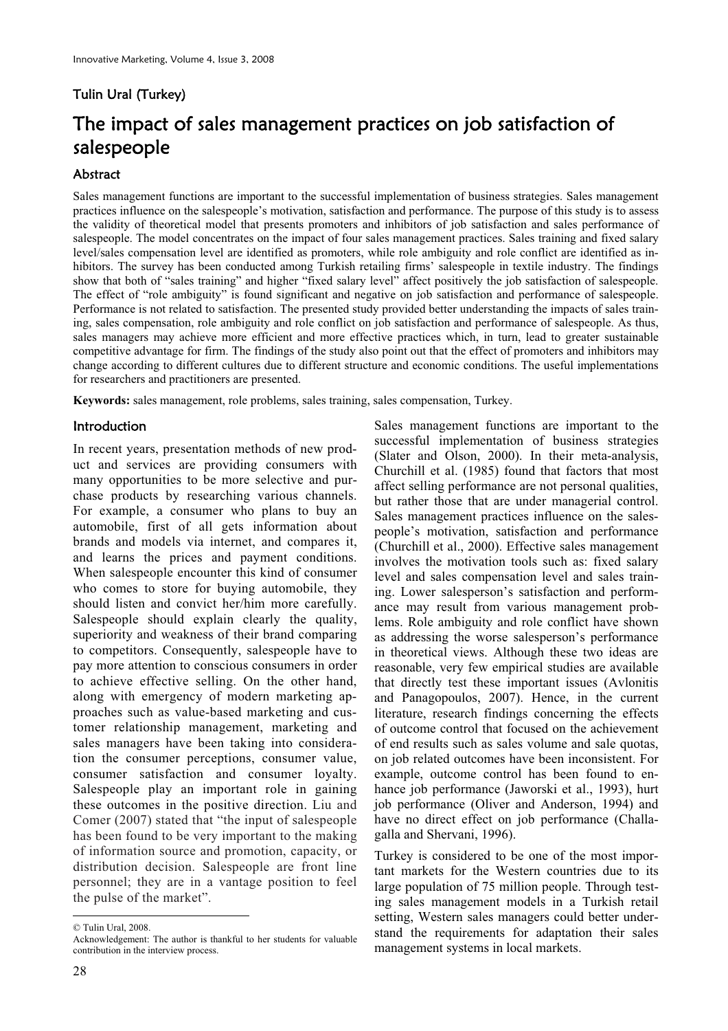Tulin Ural (Turkey)

# The impact of sales management practices on job satisfaction of salespeople

## Abstract

Sales management functions are important to the successful implementation of business strategies. Sales management practices influence on the salespeople's motivation, satisfaction and performance. The purpose of this study is to assess the validity of theoretical model that presents promoters and inhibitors of job satisfaction and sales performance of salespeople. The model concentrates on the impact of four sales management practices. Sales training and fixed salary level/sales compensation level are identified as promoters, while role ambiguity and role conflict are identified as inhibitors. The survey has been conducted among Turkish retailing firms' salespeople in textile industry. The findings show that both of "sales training" and higher "fixed salary level" affect positively the job satisfaction of salespeople. The effect of "role ambiguity" is found significant and negative on job satisfaction and performance of salespeople. Performance is not related to satisfaction. The presented study provided better understanding the impacts of sales training, sales compensation, role ambiguity and role conflict on job satisfaction and performance of salespeople. As thus, sales managers may achieve more efficient and more effective practices which, in turn, lead to greater sustainable competitive advantage for firm. The findings of the study also point out that the effect of promoters and inhibitors may change according to different cultures due to different structure and economic conditions. The useful implementations for researchers and practitioners are presented.

**Keywords:** sales management, role problems, sales training, sales compensation, Turkey.

## Introduction

In recent years, presentation methods of new product and services are providing consumers with many opportunities to be more selective and purchase products by researching various channels. For example, a consumer who plans to buy an automobile, first of all gets information about brands and models via internet, and compares it, and learns the prices and payment conditions. When salespeople encounter this kind of consumer who comes to store for buying automobile, they should listen and convict her/him more carefully. Salespeople should explain clearly the quality, superiority and weakness of their brand comparing to competitors. Consequently, salespeople have to pay more attention to conscious consumers in order to achieve effective selling. On the other hand, along with emergency of modern marketing approaches such as value-based marketing and customer relationship management, marketing and sales managers have been taking into consideration the consumer perceptions, consumer value, consumer satisfaction and consumer loyalty. Salespeople play an important role in gaining these outcomes in the positive direction. Liu and Comer (2007) stated that "the input of salespeople has been found to be very important to the making of information source and promotion, capacity, or distribution decision. Salespeople are front line personnel; they are in a vantage position to feel the pulse of the market".

Sales management functions are important to the successful implementation of business strategies (Slater and Olson, 2000). In their meta-analysis, Churchill et al. (1985) found that factors that most affect selling performance are not personal qualities, but rather those that are under managerial control. Sales management practices influence on the salespeople's motivation, satisfaction and performance (Churchill et al., 2000). Effective sales management involves the motivation tools such as: fixed salary level and sales compensation level and sales training. Lower salesperson's satisfaction and performance may result from various management problems. Role ambiguity and role conflict have shown as addressing the worse salesperson's performance in theoretical views. Although these two ideas are reasonable, very few empirical studies are available that directly test these important issues (Avlonitis and Panagopoulos, 2007). Hence, in the current literature, research findings concerning the effects of outcome control that focused on the achievement of end results such as sales volume and sale quotas, on job related outcomes have been inconsistent. For example, outcome control has been found to enhance job performance (Jaworski et al., 1993), hurt job performance (Oliver and Anderson, 1994) and have no direct effect on job performance (Challagalla and Shervani, 1996).

Turkey is considered to be one of the most important markets for the Western countries due to its large population of 75 million people. Through testing sales management models in a Turkish retail setting, Western sales managers could better understand the requirements for adaptation their sales management systems in local markets.

---

© Tulin Ural, 2008.

Acknowledgement: The author is thankful to her students for valuable contribution in the interview process.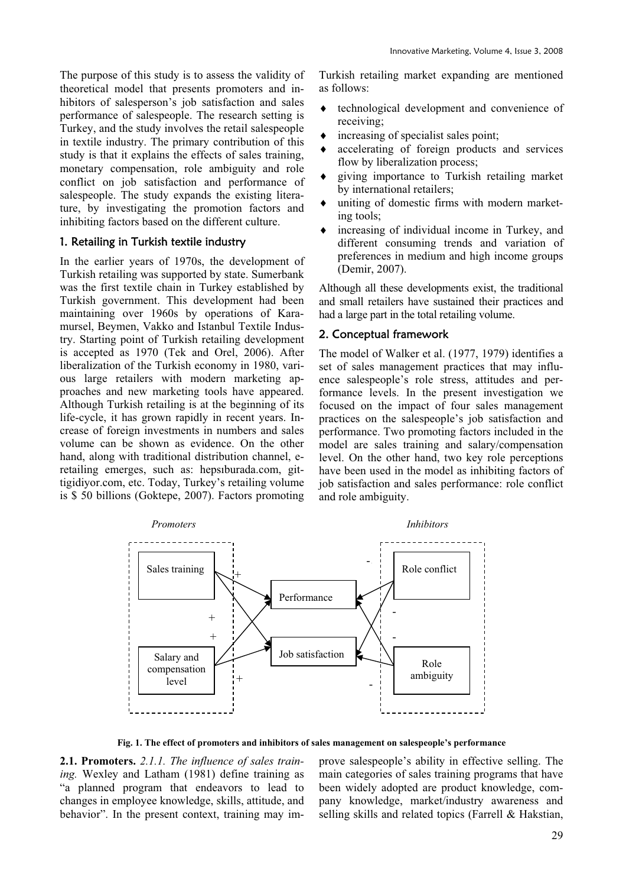The purpose of this study is to assess the validity of theoretical model that presents promoters and inhibitors of salesperson's job satisfaction and sales performance of salespeople. The research setting is Turkey, and the study involves the retail salespeople in textile industry. The primary contribution of this study is that it explains the effects of sales training, monetary compensation, role ambiguity and role conflict on job satisfaction and performance of salespeople. The study expands the existing literature, by investigating the promotion factors and inhibiting factors based on the different culture.

## 1. Retailing in Turkish textile industry

In the earlier years of 1970s, the development of Turkish retailing was supported by state. Sumerbank was the first textile chain in Turkey established by Turkish government. This development had been maintaining over 1960s by operations of Karamursel, Beymen, Vakko and Istanbul Textile Industry. Starting point of Turkish retailing development is accepted as 1970 (Tek and Orel, 2006). After liberalization of the Turkish economy in 1980, various large retailers with modern marketing approaches and new marketing tools have appeared. Although Turkish retailing is at the beginning of its life-cycle, it has grown rapidly in recent years. Increase of foreign investments in numbers and sales volume can be shown as evidence. On the other hand, along with traditional distribution channel, e-retailing emerges, such as: hepsıburada.com, gittigidiyor.com, etc. Today, Turkey's retailing volume is $ 50 billions (Goktepe, 2007). Factors promoting Turkish retailing market expanding are mentioned as follows:

- technological development and convenience of receiving;
- increasing of specialist sales point;
- accelerating of foreign products and services flow by liberalization process;
- giving importance to Turkish retailing market by international retailers;
- uniting of domestic firms with modern marketing tools;
- increasing of individual income in Turkey, and different consuming trends and variation of preferences in medium and high income groups (Demir, 2007).

Although all these developments exist, the traditional and small retailers have sustained their practices and had a large part in the total retailing volume.

## 2. Conceptual framework

The model of Walker et al. (1977, 1979) identifies a set of sales management practices that may influence salespeople's role stress, attitudes and performance levels. In the present investigation we focused on the impact of four sales management practices on the salespeople's job satisfaction and performance. Two promoting factors included in the model are sales training and salary/compensation level. On the other hand, two key role perceptions have been used in the model as inhibiting factors of job satisfaction and sales performance: role conflict and role ambiguity.

**Fig. 1. The effect of promoters and inhibitors of sales management on salespeople's performance**

**2.1. Promoters.** *2.1.1. The influence of sales training.* Wexley and Latham (1981) define training as "a planned program that endeavors to lead to changes in employee knowledge, skills, attitude, and behavior". In the present context, training may improve salespeople's ability in effective selling. The main categories of sales training programs that have been widely adopted are product knowledge, company knowledge, market/industry awareness and selling skills and related topics (Farrell & Hakstian,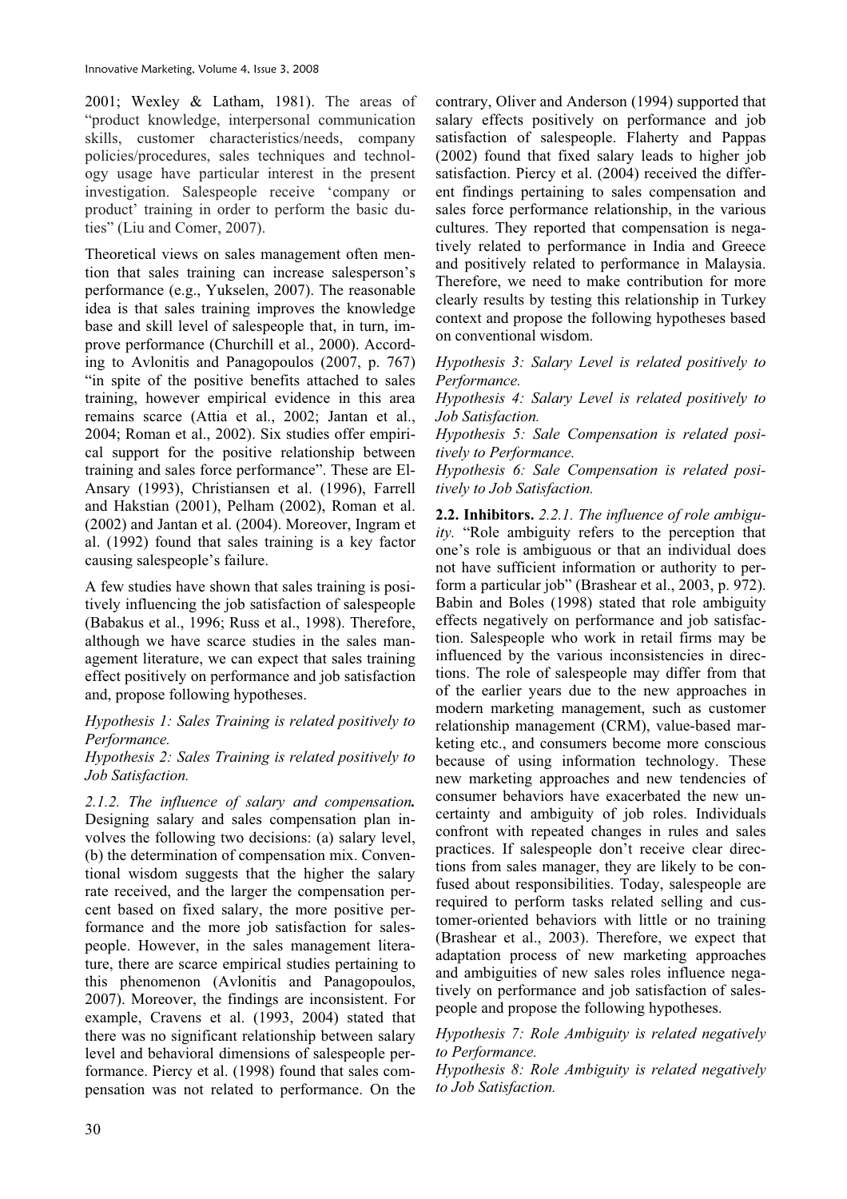2001; Wexley & Latham, 1981). The areas of "product knowledge, interpersonal communication skills, customer characteristics/needs, company policies/procedures, sales techniques and technology usage have particular interest in the present investigation. Salespeople receive 'company or product' training in order to perform the basic duties" (Liu and Comer, 2007).

Theoretical views on sales management often mention that sales training can increase salesperson's performance (e.g., Yukselen, 2007). The reasonable idea is that sales training improves the knowledge base and skill level of salespeople that, in turn, improve performance (Churchill et al., 2000). According to Avlonitis and Panagopoulos (2007, p. 767) "in spite of the positive benefits attached to sales training, however empirical evidence in this area remains scarce (Attia et al., 2002; Jantan et al., 2004; Roman et al., 2002). Six studies offer empirical support for the positive relationship between training and sales force performance". These are El-Ansary (1993), Christiansen et al. (1996), Farrell and Hakstian (2001), Pelham (2002), Roman et al. (2002) and Jantan et al. (2004). Moreover, Ingram et al. (1992) found that sales training is a key factor causing salespeople's failure.

A few studies have shown that sales training is positively influencing the job satisfaction of salespeople (Babakus et al., 1996; Russ et al., 1998). Therefore, although we have scarce studies in the sales management literature, we can expect that sales training effect positively on performance and job satisfaction and, propose following hypotheses.

*Hypothesis 1: Sales Training is related positively to Performance.*

*Hypothesis 2: Sales Training is related positively to Job Satisfaction.*

*2.1.2. The influence of salary and compensation.* Designing salary and sales compensation plan involves the following two decisions: (a) salary level, (b) the determination of compensation mix. Conventional wisdom suggests that the higher the salary rate received, and the larger the compensation percent based on fixed salary, the more positive performance and the more job satisfaction for salespeople. However, in the sales management literature, there are scarce empirical studies pertaining to this phenomenon (Avlonitis and Panagopoulos, 2007). Moreover, the findings are inconsistent. For example, Cravens et al. (1993, 2004) stated that there was no significant relationship between salary level and behavioral dimensions of salespeople performance. Piercy et al. (1998) found that sales compensation was not related to performance. On the contrary, Oliver and Anderson (1994) supported that salary effects positively on performance and job satisfaction of salespeople. Flaherty and Pappas (2002) found that fixed salary leads to higher job satisfaction. Piercy et al. (2004) received the different findings pertaining to sales compensation and sales force performance relationship, in the various cultures. They reported that compensation is negatively related to performance in India and Greece and positively related to performance in Malaysia. Therefore, we need to make contribution for more clearly results by testing this relationship in Turkey context and propose the following hypotheses based on conventional wisdom.

*Hypothesis 3: Salary Level is related positively to Performance.*

*Hypothesis 4: Salary Level is related positively to Job Satisfaction.*

*Hypothesis 5: Sale Compensation is related positively to Performance.*

*Hypothesis 6: Sale Compensation is related positively to Job Satisfaction.*

**2.2. Inhibitors.** *2.2.1. The influence of role ambiguity.* "Role ambiguity refers to the perception that one's role is ambiguous or that an individual does not have sufficient information or authority to perform a particular job" (Brashear et al., 2003, p. 972). Babin and Boles (1998) stated that role ambiguity effects negatively on performance and job satisfaction. Salespeople who work in retail firms may be influenced by the various inconsistencies in directions. The role of salespeople may differ from that of the earlier years due to the new approaches in modern marketing management, such as customer relationship management (CRM), value-based marketing etc., and consumers become more conscious because of using information technology. These new marketing approaches and new tendencies of consumer behaviors have exacerbated the new uncertainty and ambiguity of job roles. Individuals confront with repeated changes in rules and sales practices. If salespeople don't receive clear directions from sales manager, they are likely to be confused about responsibilities. Today, salespeople are required to perform tasks related selling and customer-oriented behaviors with little or no training (Brashear et al., 2003). Therefore, we expect that adaptation process of new marketing approaches and ambiguities of new sales roles influence negatively on performance and job satisfaction of salespeople and propose the following hypotheses.

*Hypothesis 7: Role Ambiguity is related negatively to Performance.*

*Hypothesis 8: Role Ambiguity is related negatively to Job Satisfaction.*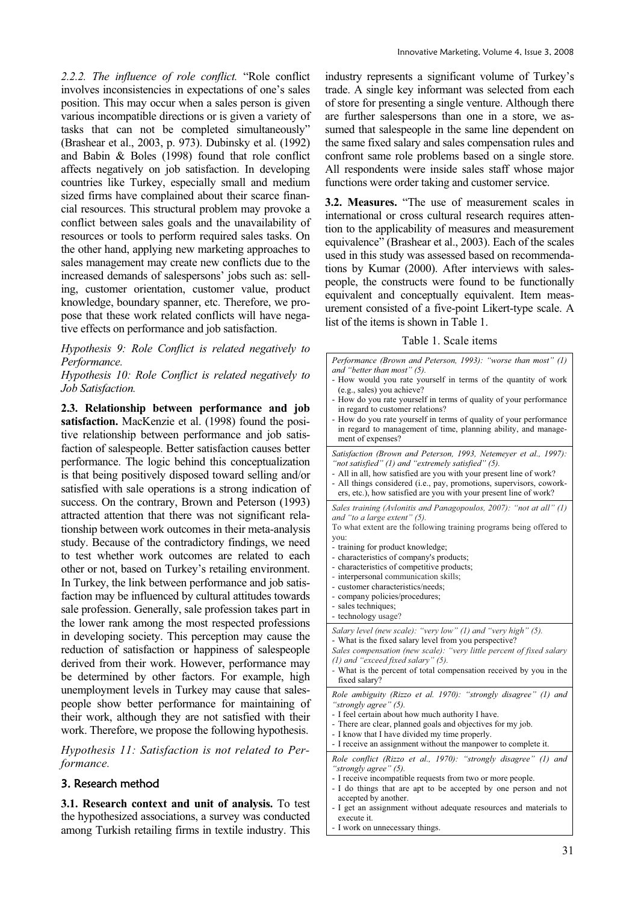*2.2.2. The influence of role conflict.* "Role conflict involves inconsistencies in expectations of one's sales position. This may occur when a sales person is given various incompatible directions or is given a variety of tasks that can not be completed simultaneously" (Brashear et al., 2003, p. 973). Dubinsky et al. (1992) and Babin & Boles (1998) found that role conflict affects negatively on job satisfaction. In developing countries like Turkey, especially small and medium sized firms have complained about their scarce financial resources. This structural problem may provoke a conflict between sales goals and the unavailability of resources or tools to perform required sales tasks. On the other hand, applying new marketing approaches to sales management may create new conflicts due to the increased demands of salespersons' jobs such as: selling, customer orientation, customer value, product knowledge, boundary spanner, etc. Therefore, we propose that these work related conflicts will have negative effects on performance and job satisfaction.

*Hypothesis 9: Role Conflict is related negatively to Performance.*

*Hypothesis 10: Role Conflict is related negatively to Job Satisfaction.*

**2.3. Relationship between performance and job satisfaction.** MacKenzie et al. (1998) found the positive relationship between performance and job satisfaction of salespeople. Better satisfaction causes better performance. The logic behind this conceptualization is that being positively disposed toward selling and/or satisfied with sale operations is a strong indication of success. On the contrary, Brown and Peterson (1993) attracted attention that there was not significant relationship between work outcomes in their meta-analysis study. Because of the contradictory findings, we need to test whether work outcomes are related to each other or not, based on Turkey's retailing environment. In Turkey, the link between performance and job satisfaction may be influenced by cultural attitudes towards sale profession. Generally, sale profession takes part in the lower rank among the most respected professions in developing society. This perception may cause the reduction of satisfaction or happiness of salespeople derived from their work. However, performance may be determined by other factors. For example, high unemployment levels in Turkey may cause that salespeople show better performance for maintaining of their work, although they are not satisfied with their work. Therefore, we propose the following hypothesis.

*Hypothesis 11: Satisfaction is not related to Performance.*

## 3. Research method

**3.1. Research context and unit of analysis.** To test the hypothesized associations, a survey was conducted among Turkish retailing firms in textile industry. This industry represents a significant volume of Turkey's trade. A single key informant was selected from each of store for presenting a single venture. Although there are further salespersons than one in a store, we assumed that salespeople in the same line dependent on the same fixed salary and sales compensation rules and confront same role problems based on a single store. All respondents were inside sales staff whose major functions were order taking and customer service.

**3.2. Measures.** "The use of measurement scales in international or cross cultural research requires attention to the applicability of measures and measurement equivalence" (Brashear et al., 2003). Each of the scales used in this study was assessed based on recommendations by Kumar (2000). After interviews with salespeople, the constructs were found to be functionally equivalent and conceptually equivalent. Item measurement consisted of a five-point Likert-type scale. A list of the items is shown in Table 1.

Table 1. Scale items

| |
|---|
| *Performance (Brown and Peterson, 1993): "worse than most" (1) and "better than most" (5).*<br>- How would you rate yourself in terms of the quantity of work (e.g., sales) you achieve?<br>- How do you rate yourself in terms of quality of your performance in regard to customer relations?<br>- How do you rate yourself in terms of quality of your performance in regard to management of time, planning ability, and management of expenses? |
| *Satisfaction (Brown and Peterson, 1993, Netemeyer et al., 1997): "not satisfied" (1) and "extremely satisfied" (5).*<br>- All in all, how satisfied are you with your present line of work?<br>- All things considered (i.e., pay, promotions, supervisors, coworkers, etc.), how satisfied are you with your present line of work? |
| *Sales training (Avlonitis and Panagopoulos, 2007): "not at all" (1) and "to a large extent" (5).*<br>To what extent are the following training programs being offered to you:<br>- training for product knowledge;<br>- characteristics of company's products;<br>- characteristics of competitive products;<br>- interpersonal communication skills;<br>- customer characteristics/needs;<br>- company policies/procedures;<br>- sales techniques;<br>- technology usage? |
| *Salary level (new scale): "very low" (1) and "very high" (5).*<br>- What is the fixed salary level from you perspective?<br>*Sales compensation (new scale): "very little percent of fixed salary (1) and "exceed fixed salary" (5).*<br>- What is the percent of total compensation received by you in the fixed salary? |
| *Role ambiguity (Rizzo et al. 1970): "strongly disagree" (1) and "strongly agree" (5).*<br>- I feel certain about how much authority I have.<br>- There are clear, planned goals and objectives for my job.<br>- I know that I have divided my time properly.<br>- I receive an assignment without the manpower to complete it. |
| *Role conflict (Rizzo et al., 1970): "strongly disagree" (1) and "strongly agree" (5).*<br>- I receive incompatible requests from two or more people.<br>- I do things that are apt to be accepted by one person and not accepted by another.<br>- I get an assignment without adequate resources and materials to execute it.<br>- I work on unnecessary things. |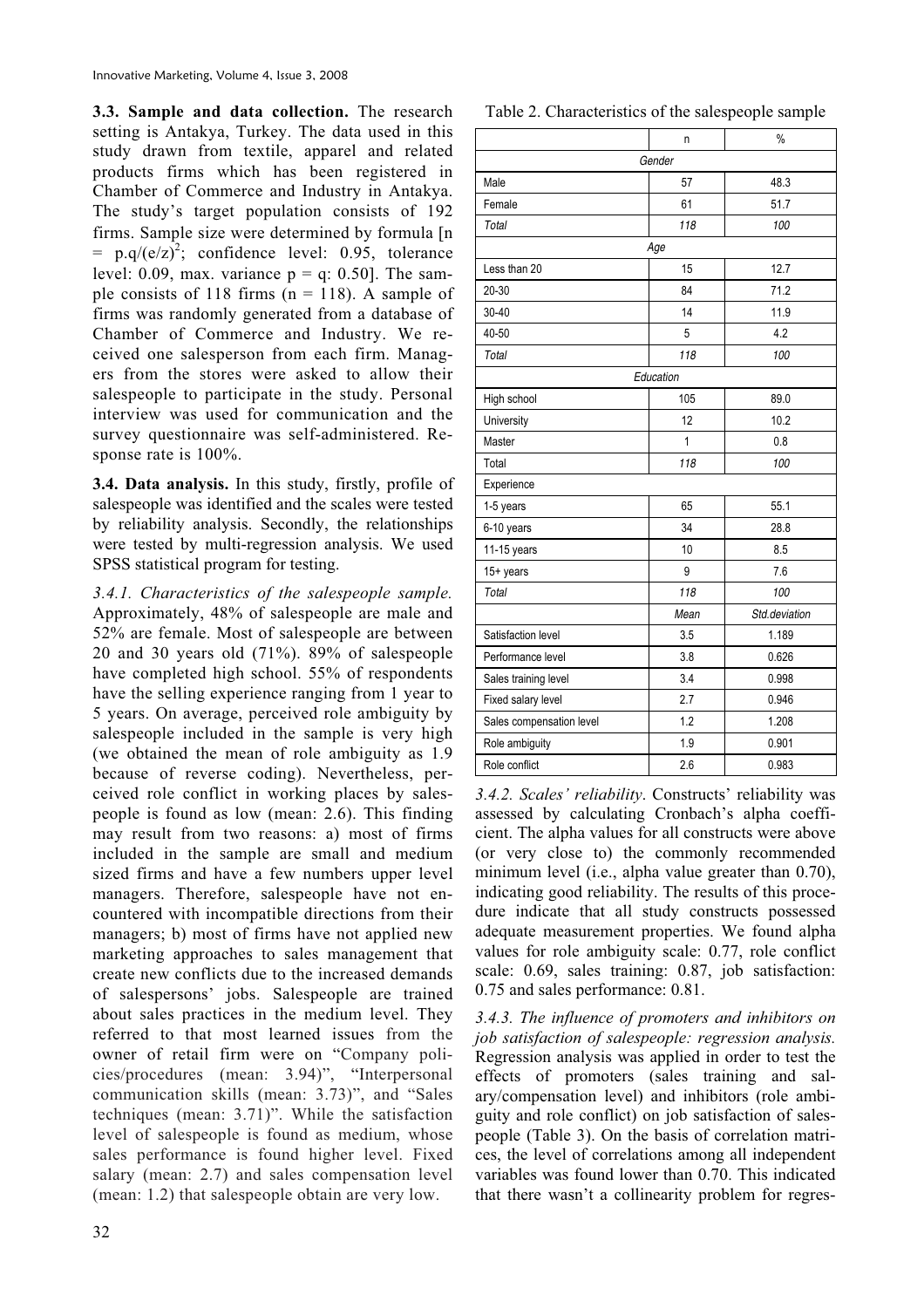**3.3. Sample and data collection.** The research setting is Antakya, Turkey. The data used in this study drawn from textile, apparel and related products firms which has been registered in Chamber of Commerce and Industry in Antakya. The study's target population consists of 192 firms. Sample size were determined by formula [$n = p.q/(e/z)^2$; confidence level: 0.95, tolerance level: 0.09, max. variance p = q: 0.50]. The sample consists of 118 firms (n = 118). A sample of firms was randomly generated from a database of Chamber of Commerce and Industry. We received one salesperson from each firm. Managers from the stores were asked to allow their salespeople to participate in the study. Personal interview was used for communication and the survey questionnaire was self-administered. Response rate is 100%.

**3.4. Data analysis.** In this study, firstly, profile of salespeople was identified and the scales were tested by reliability analysis. Secondly, the relationships were tested by multi-regression analysis. We used SPSS statistical program for testing.

*3.4.1. Characteristics of the salespeople sample.* Approximately, 48% of salespeople are male and 52% are female. Most of salespeople are between 20 and 30 years old (71%). 89% of salespeople have completed high school. 55% of respondents have the selling experience ranging from 1 year to 5 years. On average, perceived role ambiguity by salespeople included in the sample is very high (we obtained the mean of role ambiguity as 1.9 because of reverse coding). Nevertheless, perceived role conflict in working places by salespeople is found as low (mean: 2.6). This finding may result from two reasons: a) most of firms included in the sample are small and medium sized firms and have a few numbers upper level managers. Therefore, salespeople have not encountered with incompatible directions from their managers; b) most of firms have not applied new marketing approaches to sales management that create new conflicts due to the increased demands of salespersons' jobs. Salespeople are trained about sales practices in the medium level. They referred to that most learned issues from the owner of retail firm were on "Company policies/procedures (mean: 3.94)", "Interpersonal communication skills (mean: 3.73)", and "Sales techniques (mean: 3.71)". While the satisfaction level of salespeople is found as medium, whose sales performance is found higher level. Fixed salary (mean: 2.7) and sales compensation level (mean: 1.2) that salespeople obtain are very low.

Table 2. Characteristics of the salespeople sample

| | n | % |
|---|---|---|
| *Gender* | | |
| Male | 57 | 48.3 |
| Female | 61 | 51.7 |
| *Total* | *118* | *100* |
| *Age* | | |
| Less than 20 | 15 | 12.7 |
| 20-30 | 84 | 71.2 |
| 30-40 | 14 | 11.9 |
| 40-50 | 5 | 4.2 |
| *Total* | *118* | *100* |
| *Education* | | |
| High school | 105 | 89.0 |
| University | 12 | 10.2 |
| Master | 1 | 0.8 |
| Total | *118* | *100* |
| Experience | | |
| 1-5 years | 65 | 55.1 |
| 6-10 years | 34 | 28.8 |
| 11-15 years | 10 | 8.5 |
| 15+ years | 9 | 7.6 |
| *Total* | *118* | *100* |
| | *Mean* | *Std.deviation* |
| Satisfaction level | 3.5 | 1.189 |
| Performance level | 3.8 | 0.626 |
| Sales training level | 3.4 | 0.998 |
| Fixed salary level | 2.7 | 0.946 |
| Sales compensation level | 1.2 | 1.208 |
| Role ambiguity | 1.9 | 0.901 |
| Role conflict | 2.6 | 0.983 |

*3.4.2. Scales' reliability*. Constructs' reliability was assessed by calculating Cronbach's alpha coefficient. The alpha values for all constructs were above (or very close to) the commonly recommended minimum level (i.e., alpha value greater than 0.70), indicating good reliability. The results of this procedure indicate that all study constructs possessed adequate measurement properties. We found alpha values for role ambiguity scale: 0.77, role conflict scale: 0.69, sales training: 0.87, job satisfaction: 0.75 and sales performance: 0.81.

*3.4.3. The influence of promoters and inhibitors on job satisfaction of salespeople: regression analysis.* Regression analysis was applied in order to test the effects of promoters (sales training and salary/compensation level) and inhibitors (role ambiguity and role conflict) on job satisfaction of salespeople (Table 3). On the basis of correlation matrices, the level of correlations among all independent variables was found lower than 0.70. This indicated that there wasn't a collinearity problem for regres-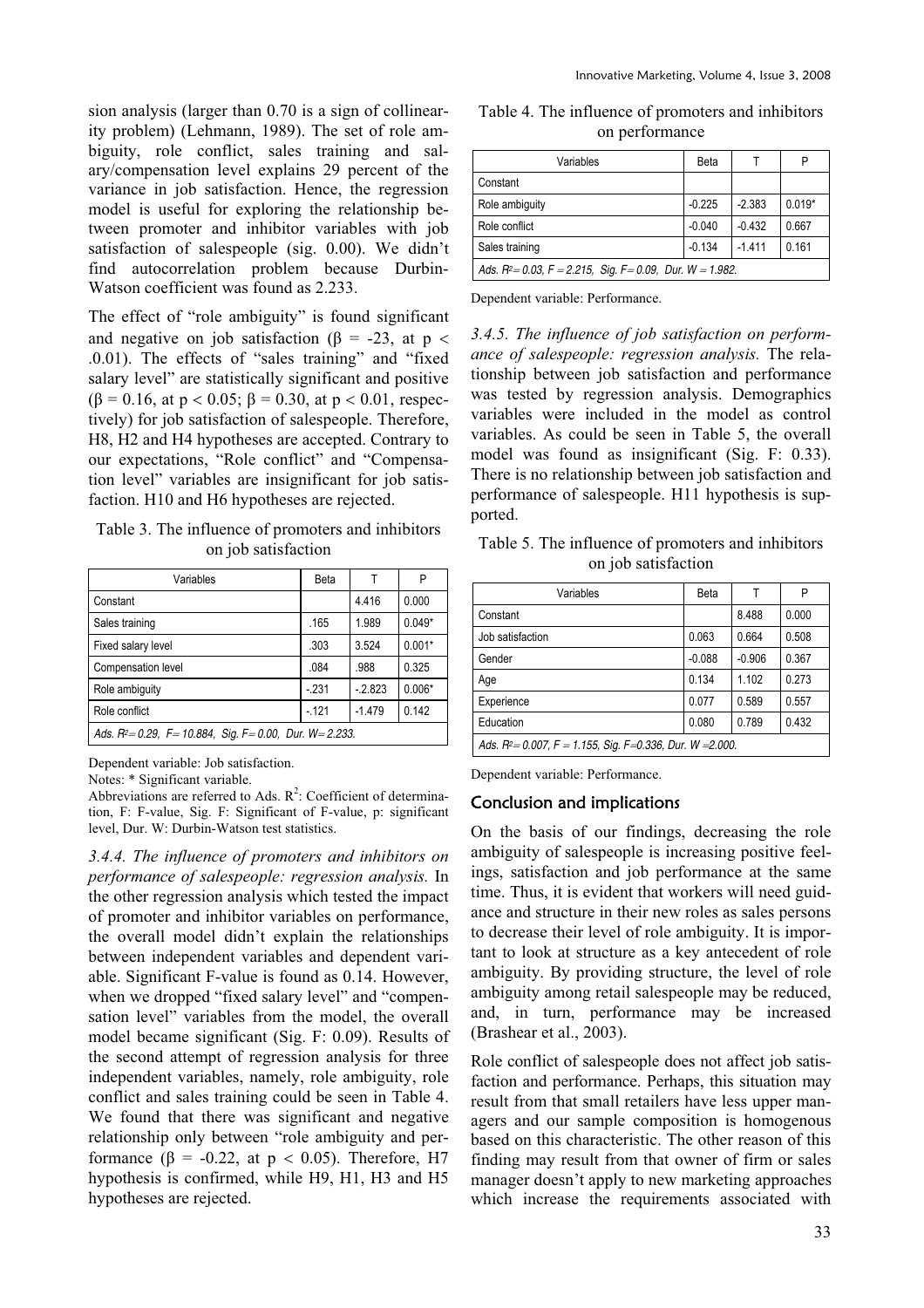sion analysis (larger than 0.70 is a sign of collinearity problem) (Lehmann, 1989). The set of role ambiguity, role conflict, sales training and salary/compensation level explains 29 percent of the variance in job satisfaction. Hence, the regression model is useful for exploring the relationship between promoter and inhibitor variables with job satisfaction of salespeople (sig. 0.00). We didn't find autocorrelation problem because Durbin-Watson coefficient was found as 2.233.

The effect of "role ambiguity" is found significant and negative on job satisfaction ($\beta$ = -23, at $p < .01$). The effects of "sales training" and "fixed salary level" are statistically significant and positive ($\beta = 0.16$, at $p < 0.05$; $\beta = 0.30$, at $p < 0.01$, respectively) for job satisfaction of salespeople. Therefore, H8, H2 and H4 hypotheses are accepted. Contrary to our expectations, "Role conflict" and "Compensation level" variables are insignificant for job satisfaction. H10 and H6 hypotheses are rejected.

Table 3. The influence of promoters and inhibitors on job satisfaction

| Variables | Beta | T | P |
|---|---|---|---|
| Constant | | 4.416 | 0.000 |
| Sales training | .165 | 1.989 | 0.049* |
| Fixed salary level | .303 | 3.524 | 0.001* |
| Compensation level | .084 | .988 | 0.325 |
| Role ambiguity | -.231 | -.2.823 | 0.006* |
| Role conflict | -.121 | -1.479 | 0.142 |
| *Ads. $R^2$= 0.29, F= 10.884, Sig. F= 0.00, Dur. W= 2.233.* | | | |

Dependent variable: Job satisfaction.

Notes: * Significant variable.

Abbreviations are referred to Ads. $R^2$: Coefficient of determination, F: F-value, Sig. F: Significant of F-value, p: significant level, Dur. W: Durbin-Watson test statistics.

*3.4.4. The influence of promoters and inhibitors on performance of salespeople: regression analysis.* In the other regression analysis which tested the impact of promoter and inhibitor variables on performance, the overall model didn't explain the relationships between independent variables and dependent variable. Significant F-value is found as 0.14. However, when we dropped "fixed salary level" and "compensation level" variables from the model, the overall model became significant (Sig. F: 0.09). Results of the second attempt of regression analysis for three independent variables, namely, role ambiguity, role conflict and sales training could be seen in Table 4. We found that there was significant and negative relationship only between "role ambiguity and performance ($\beta$ = -0.22, at $p < 0.05$). Therefore, H7 hypothesis is confirmed, while H9, H1, H3 and H5 hypotheses are rejected.

Table 4. The influence of promoters and inhibitors on performance

| Variables | Beta | T | P |
|---|---|---|---|
| Constant | | | |
| Role ambiguity | -0.225 | -2.383 | 0.019* |
| Role conflict | -0.040 | -0.432 | 0.667 |
| Sales training | -0.134 | -1.411 | 0.161 |
| *Ads. $R^2$= 0.03, F = 2.215, Sig. F= 0.09, Dur. W = 1.982.* | | | |

Dependent variable: Performance.

*3.4.5. The influence of job satisfaction on performance of salespeople: regression analysis.* The relationship between job satisfaction and performance was tested by regression analysis. Demographics variables were included in the model as control variables. As could be seen in Table 5, the overall model was found as insignificant (Sig. F: 0.33). There is no relationship between job satisfaction and performance of salespeople. H11 hypothesis is supported.

Table 5. The influence of promoters and inhibitors on job satisfaction

| Variables | Beta | T | P |
|---|---|---|---|
| Constant | | 8.488 | 0.000 |
| Job satisfaction | 0.063 | 0.664 | 0.508 |
| Gender | -0.088 | -0.906 | 0.367 |
| Age | 0.134 | 1.102 | 0.273 |
| Experience | 0.077 | 0.589 | 0.557 |
| Education | 0.080 | 0.789 | 0.432 |
| *Ads. $R^2$= 0.007, F = 1.155, Sig. F=0.336, Dur. W =2.000.* | | | |

Dependent variable: Performance.

## Conclusion and implications

On the basis of our findings, decreasing the role ambiguity of salespeople is increasing positive feelings, satisfaction and job performance at the same time. Thus, it is evident that workers will need guidance and structure in their new roles as sales persons to decrease their level of role ambiguity. It is important to look at structure as a key antecedent of role ambiguity. By providing structure, the level of role ambiguity among retail salespeople may be reduced, and, in turn, performance may be increased (Brashear et al., 2003).

Role conflict of salespeople does not affect job satisfaction and performance. Perhaps, this situation may result from that small retailers have less upper managers and our sample composition is homogenous based on this characteristic. The other reason of this finding may result from that owner of firm or sales manager doesn't apply to new marketing approaches which increase the requirements associated with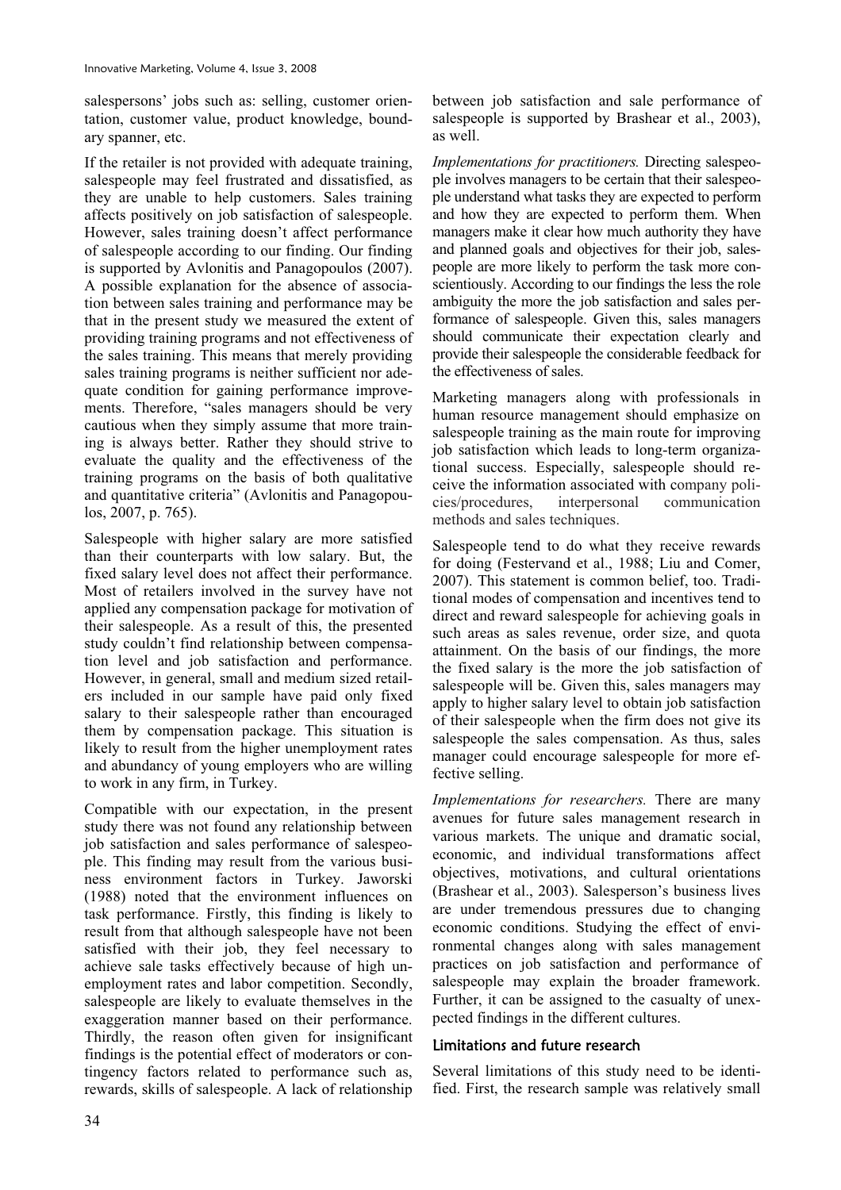salespersons' jobs such as: selling, customer orientation, customer value, product knowledge, boundary spanner, etc.

If the retailer is not provided with adequate training, salespeople may feel frustrated and dissatisfied, as they are unable to help customers. Sales training affects positively on job satisfaction of salespeople. However, sales training doesn't affect performance of salespeople according to our finding. Our finding is supported by Avlonitis and Panagopoulos (2007). A possible explanation for the absence of association between sales training and performance may be that in the present study we measured the extent of providing training programs and not effectiveness of the sales training. This means that merely providing sales training programs is neither sufficient nor adequate condition for gaining performance improvements. Therefore, "sales managers should be very cautious when they simply assume that more training is always better. Rather they should strive to evaluate the quality and the effectiveness of the training programs on the basis of both qualitative and quantitative criteria" (Avlonitis and Panagopoulos, 2007, p. 765).

Salespeople with higher salary are more satisfied than their counterparts with low salary. But, the fixed salary level does not affect their performance. Most of retailers involved in the survey have not applied any compensation package for motivation of their salespeople. As a result of this, the presented study couldn't find relationship between compensation level and job satisfaction and performance. However, in general, small and medium sized retailers included in our sample have paid only fixed salary to their salespeople rather than encouraged them by compensation package. This situation is likely to result from the higher unemployment rates and abundancy of young employers who are willing to work in any firm, in Turkey.

Compatible with our expectation, in the present study there was not found any relationship between job satisfaction and sales performance of salespeople. This finding may result from the various business environment factors in Turkey. Jaworski (1988) noted that the environment influences on task performance. Firstly, this finding is likely to result from that although salespeople have not been satisfied with their job, they feel necessary to achieve sale tasks effectively because of high unemployment rates and labor competition. Secondly, salespeople are likely to evaluate themselves in the exaggeration manner based on their performance. Thirdly, the reason often given for insignificant findings is the potential effect of moderators or contingency factors related to performance such as, rewards, skills of salespeople. A lack of relationship between job satisfaction and sale performance of salespeople is supported by Brashear et al., 2003), as well.

*Implementations for practitioners.* Directing salespeople involves managers to be certain that their salespeople understand what tasks they are expected to perform and how they are expected to perform them. When managers make it clear how much authority they have and planned goals and objectives for their job, salespeople are more likely to perform the task more conscientiously. According to our findings the less the role ambiguity the more the job satisfaction and sales performance of salespeople. Given this, sales managers should communicate their expectation clearly and provide their salespeople the considerable feedback for the effectiveness of sales.

Marketing managers along with professionals in human resource management should emphasize on salespeople training as the main route for improving job satisfaction which leads to long-term organizational success. Especially, salespeople should receive the information associated with company policies/procedures, interpersonal communication methods and sales techniques.

Salespeople tend to do what they receive rewards for doing (Festervand et al., 1988; Liu and Comer, 2007). This statement is common belief, too. Traditional modes of compensation and incentives tend to direct and reward salespeople for achieving goals in such areas as sales revenue, order size, and quota attainment. On the basis of our findings, the more the fixed salary is the more the job satisfaction of salespeople will be. Given this, sales managers may apply to higher salary level to obtain job satisfaction of their salespeople when the firm does not give its salespeople the sales compensation. As thus, sales manager could encourage salespeople for more effective selling.

*Implementations for researchers.* There are many avenues for future sales management research in various markets. The unique and dramatic social, economic, and individual transformations affect objectives, motivations, and cultural orientations (Brashear et al., 2003). Salesperson's business lives are under tremendous pressures due to changing economic conditions. Studying the effect of environmental changes along with sales management practices on job satisfaction and performance of salespeople may explain the broader framework. Further, it can be assigned to the casualty of unexpected findings in the different cultures.

## Limitations and future research

Several limitations of this study need to be identified. First, the research sample was relatively small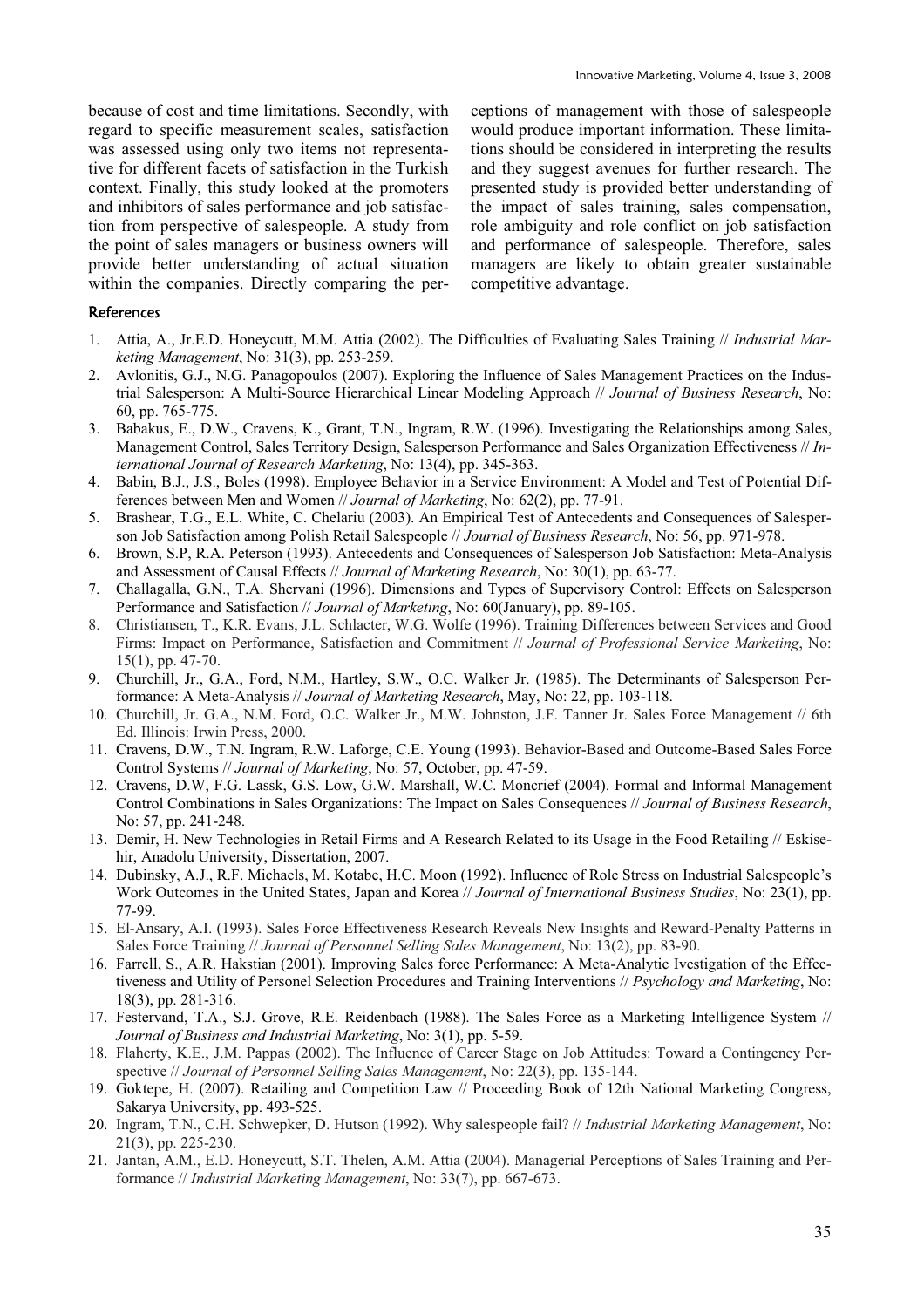because of cost and time limitations. Secondly, with regard to specific measurement scales, satisfaction was assessed using only two items not representative for different facets of satisfaction in the Turkish context. Finally, this study looked at the promoters and inhibitors of sales performance and job satisfaction from perspective of salespeople. A study from the point of sales managers or business owners will provide better understanding of actual situation within the companies. Directly comparing the perceptions of management with those of salespeople would produce important information. These limitations should be considered in interpreting the results and they suggest avenues for further research. The presented study is provided better understanding of the impact of sales training, sales compensation, role ambiguity and role conflict on job satisfaction and performance of salespeople. Therefore, sales managers are likely to obtain greater sustainable competitive advantage.

### References

1. Attia, A., Jr.E.D. Honeycutt, M.M. Attia (2002). The Difficulties of Evaluating Sales Training // *Industrial Marketing Management*, No: 31(3), pp. 253-259.
2. Avlonitis, G.J., N.G. Panagopoulos (2007). Exploring the Influence of Sales Management Practices on the Industrial Salesperson: A Multi-Source Hierarchical Linear Modeling Approach // *Journal of Business Research*, No: 60, pp. 765-775.
3. Babakus, E., D.W., Cravens, K., Grant, T.N., Ingram, R.W. (1996). Investigating the Relationships among Sales, Management Control, Sales Territory Design, Salesperson Performance and Sales Organization Effectiveness // *International Journal of Research Marketing*, No: 13(4), pp. 345-363.
4. Babin, B.J., J.S., Boles (1998). Employee Behavior in a Service Environment: A Model and Test of Potential Differences between Men and Women // *Journal of Marketing*, No: 62(2), pp. 77-91.
5. Brashear, T.G., E.L. White, C. Chelariu (2003). An Empirical Test of Antecedents and Consequences of Salesperson Job Satisfaction among Polish Retail Salespeople // *Journal of Business Research*, No: 56, pp. 971-978.
6. Brown, S.P, R.A. Peterson (1993). Antecedents and Consequences of Salesperson Job Satisfaction: Meta-Analysis and Assessment of Causal Effects // *Journal of Marketing Research*, No: 30(1), pp. 63-77.
7. Challagalla, G.N., T.A. Shervani (1996). Dimensions and Types of Supervisory Control: Effects on Salesperson Performance and Satisfaction // *Journal of Marketing*, No: 60(January), pp. 89-105.
8. Christiansen, T., K.R. Evans, J.L. Schlacter, W.G. Wolfe (1996). Training Differences between Services and Good Firms: Impact on Performance, Satisfaction and Commitment // *Journal of Professional Service Marketing*, No: 15(1), pp. 47-70.
9. Churchill, Jr., G.A., Ford, N.M., Hartley, S.W., O.C. Walker Jr. (1985). The Determinants of Salesperson Performance: A Meta-Analysis // *Journal of Marketing Research*, May, No: 22, pp. 103-118.
10. Churchill, Jr. G.A., N.M. Ford, O.C. Walker Jr., M.W. Johnston, J.F. Tanner Jr. Sales Force Management // 6th Ed. Illinois: Irwin Press, 2000.
11. Cravens, D.W., T.N. Ingram, R.W. Laforge, C.E. Young (1993). Behavior-Based and Outcome-Based Sales Force Control Systems // *Journal of Marketing*, No: 57, October, pp. 47-59.
12. Cravens, D.W, F.G. Lassk, G.S. Low, G.W. Marshall, W.C. Moncrief (2004). Formal and Informal Management Control Combinations in Sales Organizations: The Impact on Sales Consequences // *Journal of Business Research*, No: 57, pp. 241-248.
13. Demir, H. New Technologies in Retail Firms and A Research Related to its Usage in the Food Retailing // Eskisehir, Anadolu University, Dissertation, 2007.
14. Dubinsky, A.J., R.F. Michaels, M. Kotabe, H.C. Moon (1992). Influence of Role Stress on Industrial Salespeople's Work Outcomes in the United States, Japan and Korea // *Journal of International Business Studies*, No: 23(1), pp. 77-99.
15. El-Ansary, A.I. (1993). Sales Force Effectiveness Research Reveals New Insights and Reward-Penalty Patterns in Sales Force Training // *Journal of Personnel Selling Sales Management*, No: 13(2), pp. 83-90.
16. Farrell, S., A.R. Hakstian (2001). Improving Sales force Performance: A Meta-Analytic Ivestigation of the Effectiveness and Utility of Personel Selection Procedures and Training Interventions // *Psychology and Marketing*, No: 18(3), pp. 281-316.
17. Festervand, T.A., S.J. Grove, R.E. Reidenbach (1988). The Sales Force as a Marketing Intelligence System // *Journal of Business and Industrial Marketing*, No: 3(1), pp. 5-59.
18. Flaherty, K.E., J.M. Pappas (2002). The Influence of Career Stage on Job Attitudes: Toward a Contingency Perspective // *Journal of Personnel Selling Sales Management*, No: 22(3), pp. 135-144.
19. Goktepe, H. (2007). Retailing and Competition Law // Proceeding Book of 12th National Marketing Congress, Sakarya University, pp. 493-525.
20. Ingram, T.N., C.H. Schwepker, D. Hutson (1992). Why salespeople fail? // *Industrial Marketing Management*, No: 21(3), pp. 225-230.
21. Jantan, A.M., E.D. Honeycutt, S.T. Thelen, A.M. Attia (2004). Managerial Perceptions of Sales Training and Performance // *Industrial Marketing Management*, No: 33(7), pp. 667-673.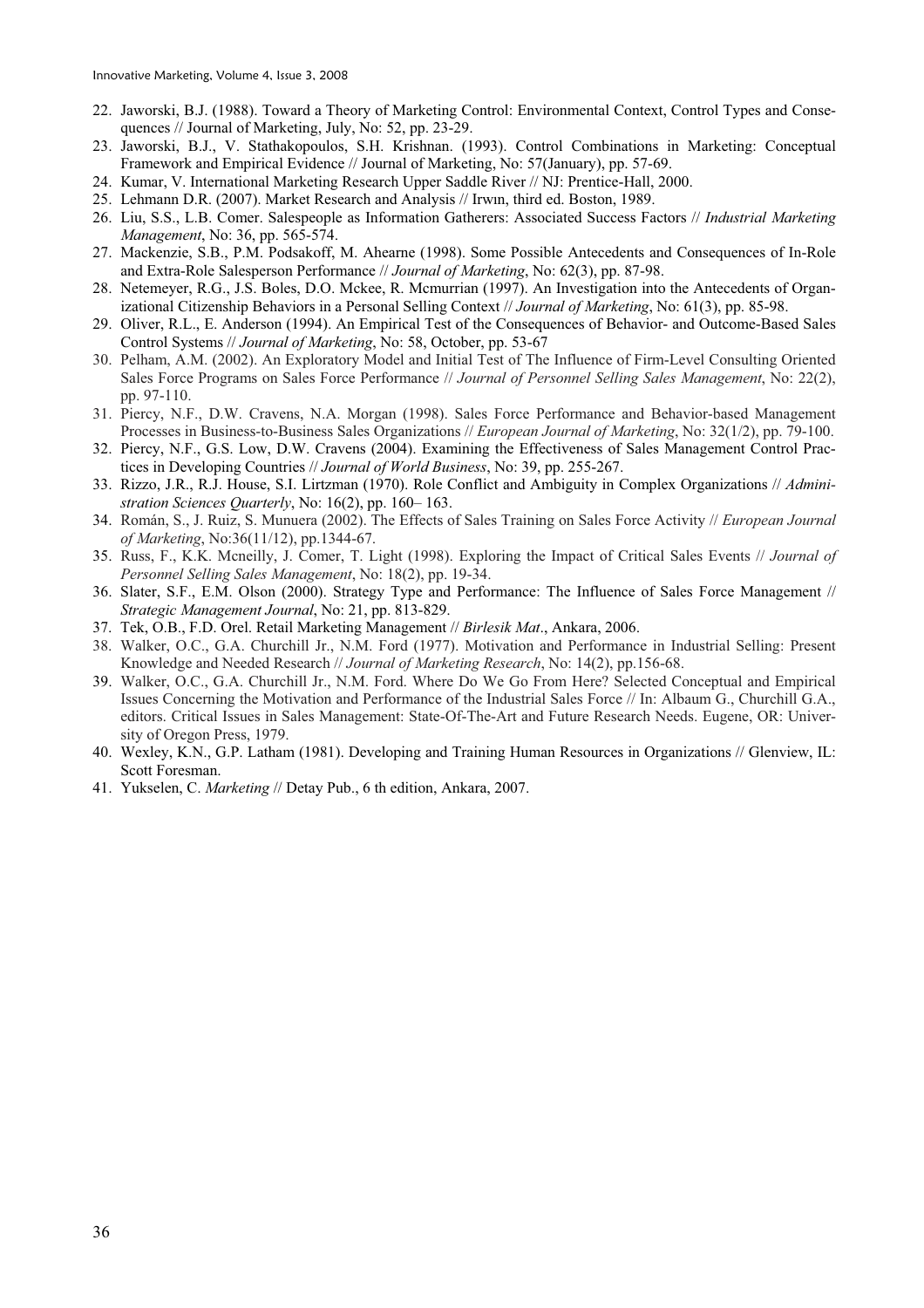22. Jaworski, B.J. (1988). Toward a Theory of Marketing Control: Environmental Context, Control Types and Consequences // Journal of Marketing, July, No: 52, pp. 23-29.
23. Jaworski, B.J., V. Stathakopoulos, S.H. Krishnan. (1993). Control Combinations in Marketing: Conceptual Framework and Empirical Evidence // Journal of Marketing, No: 57(January), pp. 57-69.
24. Kumar, V. International Marketing Research Upper Saddle River // NJ: Prentice-Hall, 2000.
25. Lehmann D.R. (2007). Market Research and Analysis // Irwın, third ed. Boston, 1989.
26. Liu, S.S., L.B. Comer. Salespeople as Information Gatherers: Associated Success Factors // *Industrial Marketing Management*, No: 36, pp. 565-574.
27. Mackenzie, S.B., P.M. Podsakoff, M. Ahearne (1998). Some Possible Antecedents and Consequences of In-Role and Extra-Role Salesperson Performance // *Journal of Marketing*, No: 62(3), pp. 87-98.
28. Netemeyer, R.G., J.S. Boles, D.O. Mckee, R. Mcmurrian (1997). An Investigation into the Antecedents of Organizational Citizenship Behaviors in a Personal Selling Context // *Journal of Marketing*, No: 61(3), pp. 85-98.
29. Oliver, R.L., E. Anderson (1994). An Empirical Test of the Consequences of Behavior- and Outcome-Based Sales Control Systems // *Journal of Marketing*, No: 58, October, pp. 53-67
30. Pelham, A.M. (2002). An Exploratory Model and Initial Test of The Influence of Firm-Level Consulting Oriented Sales Force Programs on Sales Force Performance // *Journal of Personnel Selling Sales Management*, No: 22(2), pp. 97-110.
31. Piercy, N.F., D.W. Cravens, N.A. Morgan (1998). Sales Force Performance and Behavior-based Management Processes in Business-to-Business Sales Organizations // *European Journal of Marketing*, No: 32(1/2), pp. 79-100.
32. Piercy, N.F., G.S. Low, D.W. Cravens (2004). Examining the Effectiveness of Sales Management Control Practices in Developing Countries // *Journal of World Business*, No: 39, pp. 255-267.
33. Rizzo, J.R., R.J. House, S.I. Lirtzman (1970). Role Conflict and Ambiguity in Complex Organizations // *Administration Sciences Quarterly*, No: 16(2), pp. 160– 163.
34. Román, S., J. Ruiz, S. Munuera (2002). The Effects of Sales Training on Sales Force Activity // *European Journal of Marketing*, No:36(11/12), pp.1344-67.
35. Russ, F., K.K. Mcneilly, J. Comer, T. Light (1998). Exploring the Impact of Critical Sales Events // *Journal of Personnel Selling Sales Management*, No: 18(2), pp. 19-34.
36. Slater, S.F., E.M. Olson (2000). Strategy Type and Performance: The Influence of Sales Force Management // *Strategic Management Journal*, No: 21, pp. 813-829.
37. Tek, O.B., F.D. Orel. Retail Marketing Management // *Birlesik Mat*., Ankara, 2006.
38. Walker, O.C., G.A. Churchill Jr., N.M. Ford (1977). Motivation and Performance in Industrial Selling: Present Knowledge and Needed Research // *Journal of Marketing Research*, No: 14(2), pp.156-68.
39. Walker, O.C., G.A. Churchill Jr., N.M. Ford. Where Do We Go From Here? Selected Conceptual and Empirical Issues Concerning the Motivation and Performance of the Industrial Sales Force // In: Albaum G., Churchill G.A., editors. Critical Issues in Sales Management: State-Of-The-Art and Future Research Needs. Eugene, OR: University of Oregon Press, 1979.
40. Wexley, K.N., G.P. Latham (1981). Developing and Training Human Resources in Organizations // Glenview, IL: Scott Foresman.
41. Yukselen, C. *Marketing* // Detay Pub., 6 th edition, Ankara, 2007.